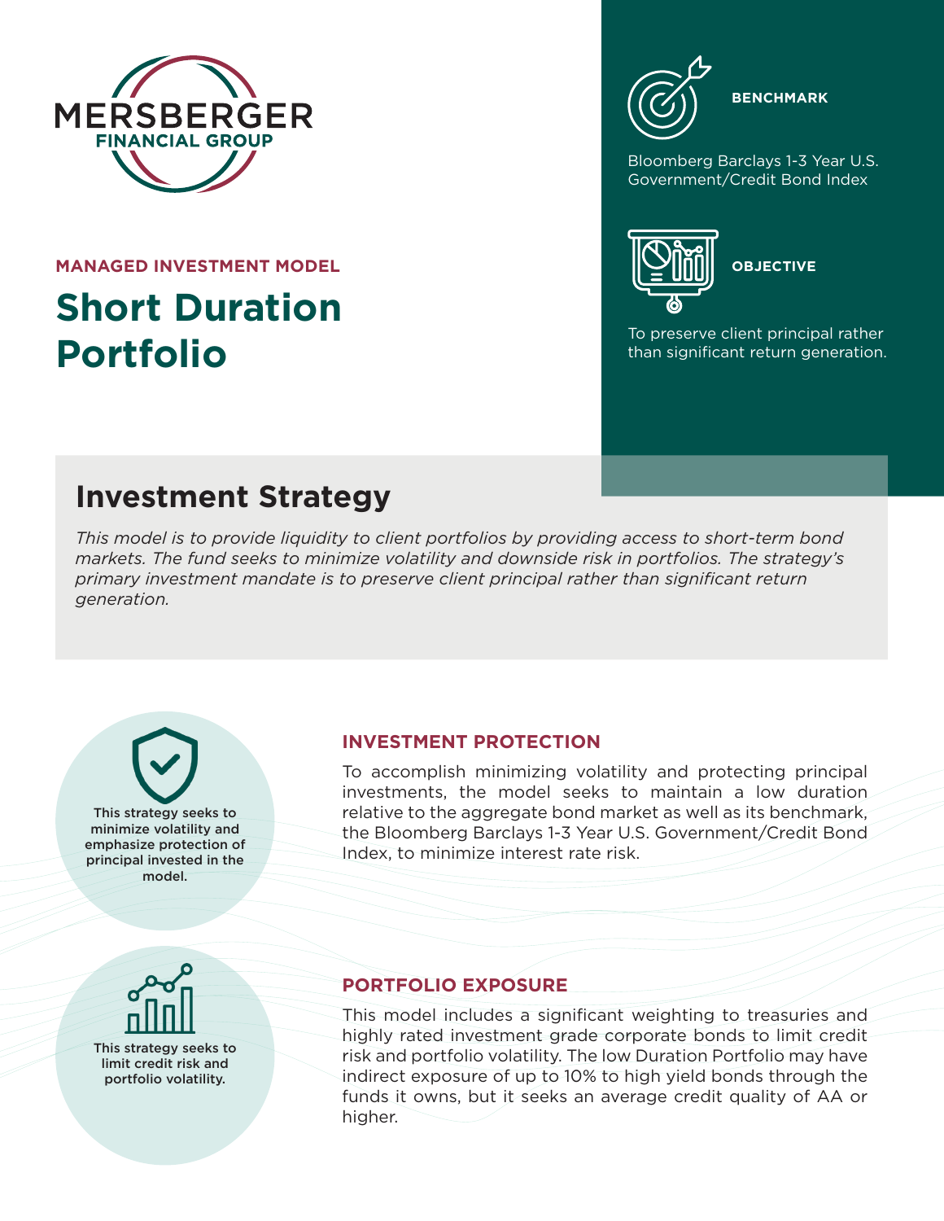MERSBERGER FINANCIAL GROUP

MANAGED INVESTMENT MODEL

# Short Duration Portfolio

**BENCHMARK**

Bloomberg Barclays 1-3 Year U.S. Government/Credit Bond Index

**OBJECTIVE**

To preserve client principal rather than significant return generation.

## Investment Strategy

*This model is to provide liquidity to client portfolios by providing access to short-term bond markets. The fund seeks to minimize volatility and downside risk in portfolios. The strategy's primary investment mandate is to preserve client principal rather than significant return generation.*

This strategy seeks to minimize volatility and emphasize protection of principal invested in the model.

### INVESTMENT PROTECTION

To accomplish minimizing volatility and protecting principal investments, the model seeks to maintain a low duration relative to the aggregate bond market as well as its benchmark, the Bloomberg Barclays 1-3 Year U.S. Government/Credit Bond Index, to minimize interest rate risk.

This strategy seeks to limit credit risk and portfolio volatility.

### PORTFOLIO EXPOSURE

This model includes a significant weighting to treasuries and highly rated investment grade corporate bonds to limit credit risk and portfolio volatility. The low Duration Portfolio may have indirect exposure of up to 10% to high yield bonds through the funds it owns, but it seeks an average credit quality of AA or higher.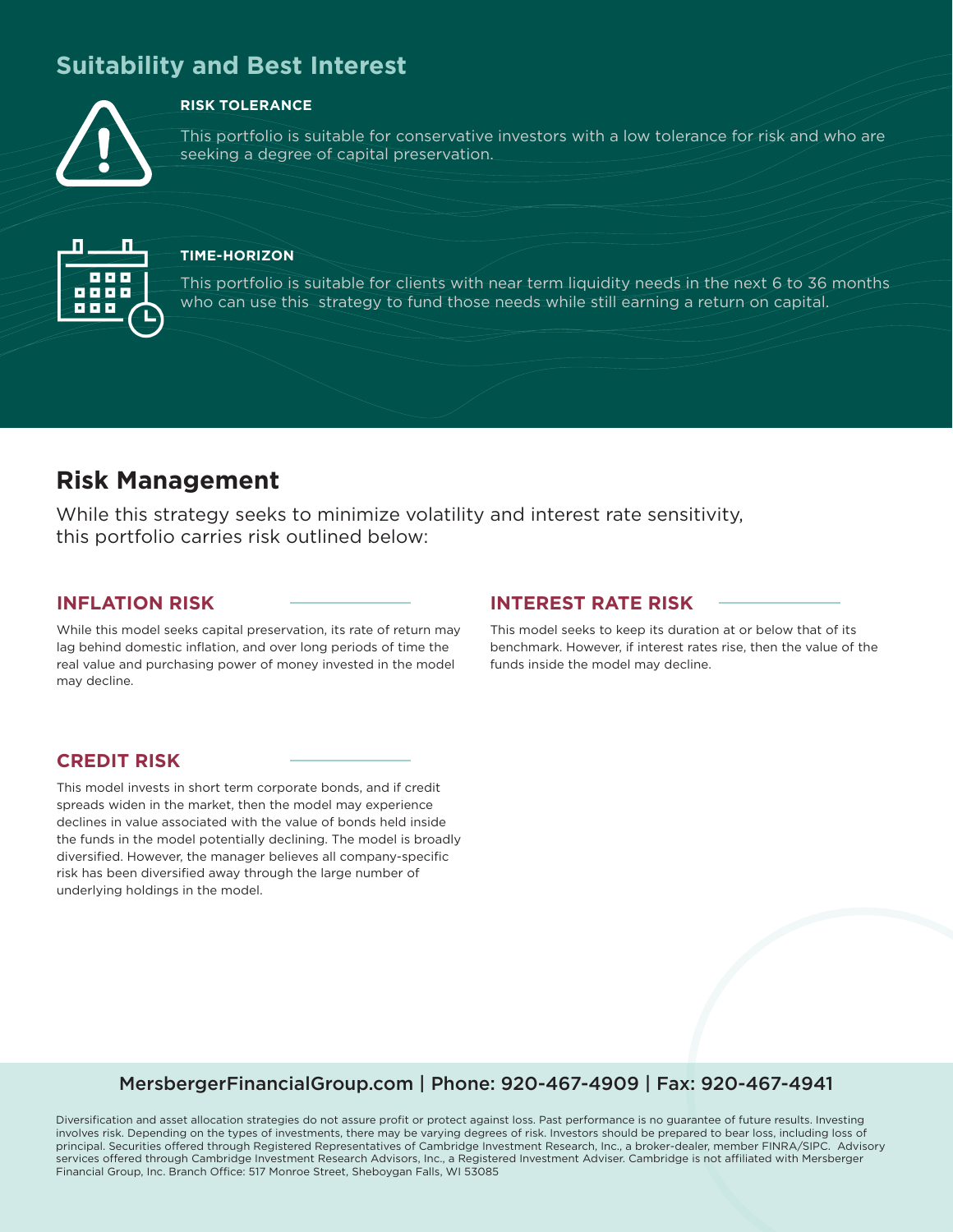## Suitability and Best Interest

**RISK TOLERANCE**

This portfolio is suitable for conservative investors with a low tolerance for risk and who are seeking a degree of capital preservation.

**TIME-HORIZON**

This portfolio is suitable for clients with near term liquidity needs in the next 6 to 36 months who can use this strategy to fund those needs while still earning a return on capital.

## Risk Management

While this strategy seeks to minimize volatility and interest rate sensitivity, this portfolio carries risk outlined below:

### INFLATION RISK

While this model seeks capital preservation, its rate of return may lag behind domestic inflation, and over long periods of time the real value and purchasing power of money invested in the model may decline.

### INTEREST RATE RISK

This model seeks to keep its duration at or below that of its benchmark. However, if interest rates rise, then the value of the funds inside the model may decline.

### CREDIT RISK

This model invests in short term corporate bonds, and if credit spreads widen in the market, then the model may experience declines in value associated with the value of bonds held inside the funds in the model potentially declining. The model is broadly diversified. However, the manager believes all company-specific risk has been diversified away through the large number of underlying holdings in the model.

MersbergerFinancialGroup.com | Phone: 920-467-4909 | Fax: 920-467-4941

Diversification and asset allocation strategies do not assure profit or protect against loss. Past performance is no guarantee of future results. Investing involves risk. Depending on the types of investments, there may be varying degrees of risk. Investors should be prepared to bear loss, including loss of principal. Securities offered through Registered Representatives of Cambridge Investment Research, Inc., a broker-dealer, member FINRA/SIPC. Advisory services offered through Cambridge Investment Research Advisors, Inc., a Registered Investment Adviser. Cambridge is not affiliated with Mersberger Financial Group, Inc. Branch Office: 517 Monroe Street, Sheboygan Falls, WI 53085